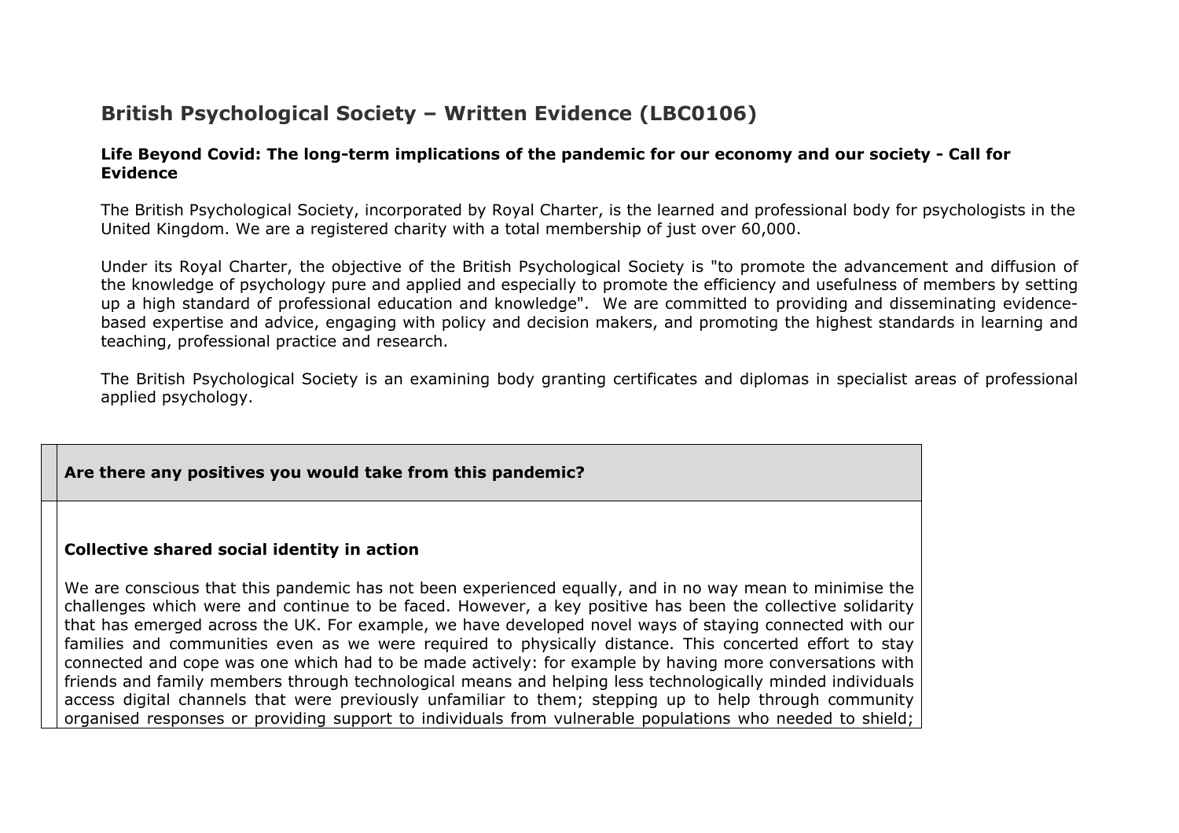# British Psychological Society – Written Evidence (LBC0106)

**Life Beyond Covid: The long-term implications of the pandemic for our economy and our society - Call for Evidence**

The British Psychological Society, incorporated by Royal Charter, is the learned and professional body for psychologists in the United Kingdom. We are a registered charity with a total membership of just over 60,000.

Under its Royal Charter, the objective of the British Psychological Society is "to promote the advancement and diffusion of the knowledge of psychology pure and applied and especially to promote the efficiency and usefulness of members by setting up a high standard of professional education and knowledge". We are committed to providing and disseminating evidence-based expertise and advice, engaging with policy and decision makers, and promoting the highest standards in learning and teaching, professional practice and research.

The British Psychological Society is an examining body granting certificates and diplomas in specialist areas of professional applied psychology.

| | **Are there any positives you would take from this pandemic?** |
|---|---|
| | **Collective shared social identity in action**<br><br>We are conscious that this pandemic has not been experienced equally, and in no way mean to minimise the challenges which were and continue to be faced. However, a key positive has been the collective solidarity that has emerged across the UK. For example, we have developed novel ways of staying connected with our families and communities even as we were required to physically distance. This concerted effort to stay connected and cope was one which had to be made actively: for example by having more conversations with friends and family members through technological means and helping less technologically minded individuals access digital channels that were previously unfamiliar to them; stepping up to help through community organised responses or providing support to individuals from vulnerable populations who needed to shield; |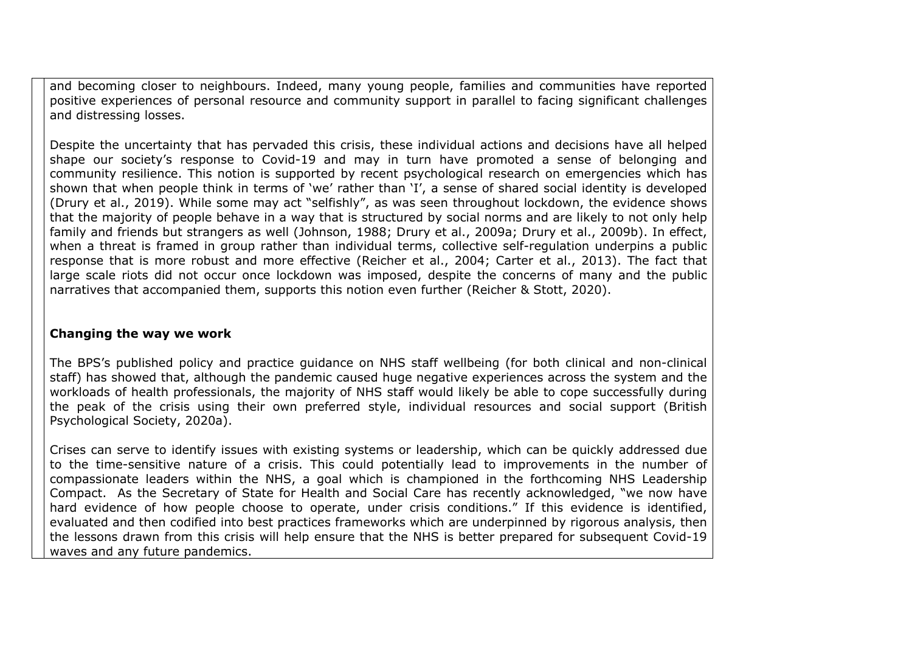and becoming closer to neighbours. Indeed, many young people, families and communities have reported positive experiences of personal resource and community support in parallel to facing significant challenges and distressing losses.

Despite the uncertainty that has pervaded this crisis, these individual actions and decisions have all helped shape our society's response to Covid-19 and may in turn have promoted a sense of belonging and community resilience. This notion is supported by recent psychological research on emergencies which has shown that when people think in terms of 'we' rather than 'I', a sense of shared social identity is developed (Drury et al., 2019). While some may act "selfishly", as was seen throughout lockdown, the evidence shows that the majority of people behave in a way that is structured by social norms and are likely to not only help family and friends but strangers as well (Johnson, 1988; Drury et al., 2009a; Drury et al., 2009b). In effect, when a threat is framed in group rather than individual terms, collective self-regulation underpins a public response that is more robust and more effective (Reicher et al., 2004; Carter et al., 2013). The fact that large scale riots did not occur once lockdown was imposed, despite the concerns of many and the public narratives that accompanied them, supports this notion even further (Reicher & Stott, 2020).

**Changing the way we work**

The BPS's published policy and practice guidance on NHS staff wellbeing (for both clinical and non-clinical staff) has showed that, although the pandemic caused huge negative experiences across the system and the workloads of health professionals, the majority of NHS staff would likely be able to cope successfully during the peak of the crisis using their own preferred style, individual resources and social support (British Psychological Society, 2020a).

Crises can serve to identify issues with existing systems or leadership, which can be quickly addressed due to the time-sensitive nature of a crisis. This could potentially lead to improvements in the number of compassionate leaders within the NHS, a goal which is championed in the forthcoming NHS Leadership Compact. As the Secretary of State for Health and Social Care has recently acknowledged, "we now have hard evidence of how people choose to operate, under crisis conditions." If this evidence is identified, evaluated and then codified into best practices frameworks which are underpinned by rigorous analysis, then the lessons drawn from this crisis will help ensure that the NHS is better prepared for subsequent Covid-19 waves and any future pandemics.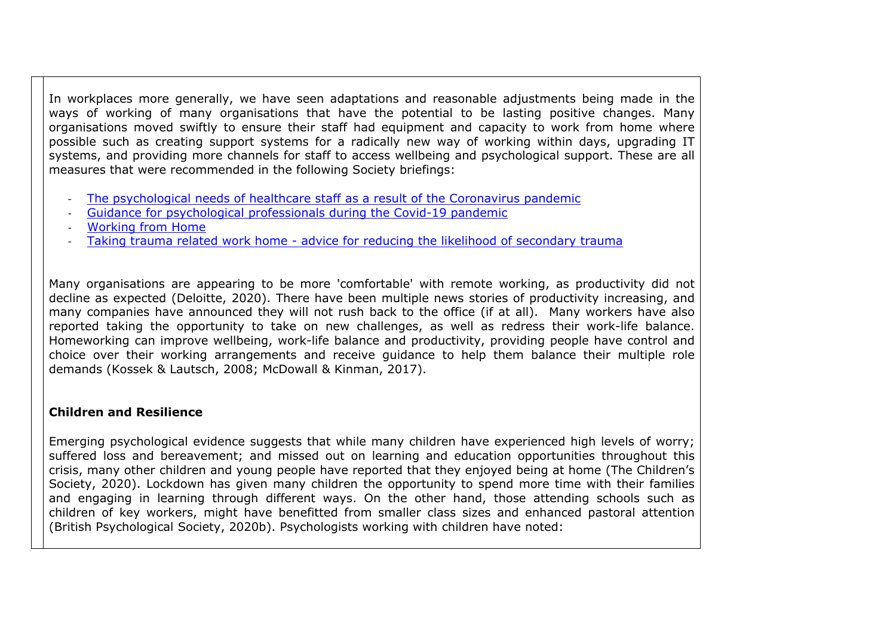In workplaces more generally, we have seen adaptations and reasonable adjustments being made in the ways of working of many organisations that have the potential to be lasting positive changes. Many organisations moved swiftly to ensure their staff had equipment and capacity to work from home where possible such as creating support systems for a radically new way of working within days, upgrading IT systems, and providing more channels for staff to access wellbeing and psychological support. These are all measures that were recommended in the following Society briefings:

- The psychological needs of healthcare staff as a result of the Coronavirus pandemic
- Guidance for psychological professionals during the Covid-19 pandemic
- Working from Home
- Taking trauma related work home - advice for reducing the likelihood of secondary trauma

Many organisations are appearing to be more 'comfortable' with remote working, as productivity did not decline as expected (Deloitte, 2020). There have been multiple news stories of productivity increasing, and many companies have announced they will not rush back to the office (if at all). Many workers have also reported taking the opportunity to take on new challenges, as well as redress their work-life balance. Homeworking can improve wellbeing, work-life balance and productivity, providing people have control and choice over their working arrangements and receive guidance to help them balance their multiple role demands (Kossek & Lautsch, 2008; McDowall & Kinman, 2017).

**Children and Resilience**

Emerging psychological evidence suggests that while many children have experienced high levels of worry; suffered loss and bereavement; and missed out on learning and education opportunities throughout this crisis, many other children and young people have reported that they enjoyed being at home (The Children's Society, 2020). Lockdown has given many children the opportunity to spend more time with their families and engaging in learning through different ways. On the other hand, those attending schools such as children of key workers, might have benefitted from smaller class sizes and enhanced pastoral attention (British Psychological Society, 2020b). Psychologists working with children have noted: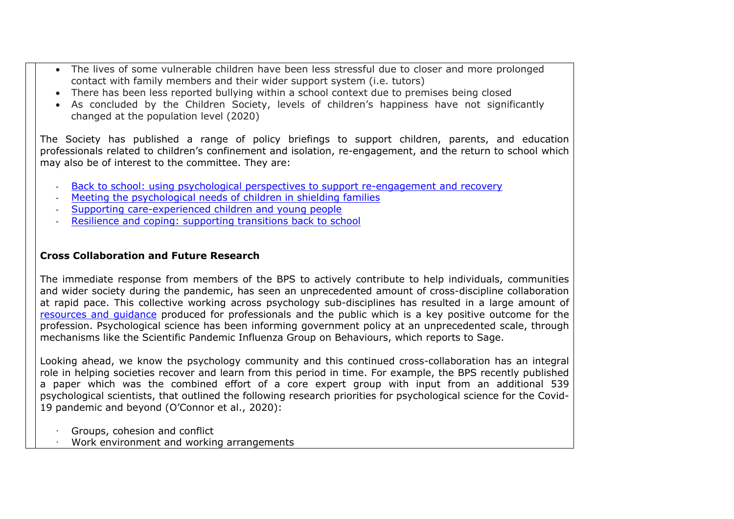- The lives of some vulnerable children have been less stressful due to closer and more prolonged contact with family members and their wider support system (i.e. tutors)
- There has been less reported bullying within a school context due to premises being closed
- As concluded by the Children Society, levels of children's happiness have not significantly changed at the population level (2020)

The Society has published a range of policy briefings to support children, parents, and education professionals related to children's confinement and isolation, re-engagement, and the return to school which may also be of interest to the committee. They are:

- Back to school: using psychological perspectives to support re-engagement and recovery
- Meeting the psychological needs of children in shielding families
- Supporting care-experienced children and young people
- Resilience and coping: supporting transitions back to school

**Cross Collaboration and Future Research**

The immediate response from members of the BPS to actively contribute to help individuals, communities and wider society during the pandemic, has seen an unprecedented amount of cross-discipline collaboration at rapid pace. This collective working across psychology sub-disciplines has resulted in a large amount of resources and guidance produced for professionals and the public which is a key positive outcome for the profession. Psychological science has been informing government policy at an unprecedented scale, through mechanisms like the Scientific Pandemic Influenza Group on Behaviours, which reports to Sage.

Looking ahead, we know the psychology community and this continued cross-collaboration has an integral role in helping societies recover and learn from this period in time. For example, the BPS recently published a paper which was the combined effort of a core expert group with input from an additional 539 psychological scientists, that outlined the following research priorities for psychological science for the Covid-19 pandemic and beyond (O'Connor et al., 2020):

- Groups, cohesion and conflict
- Work environment and working arrangements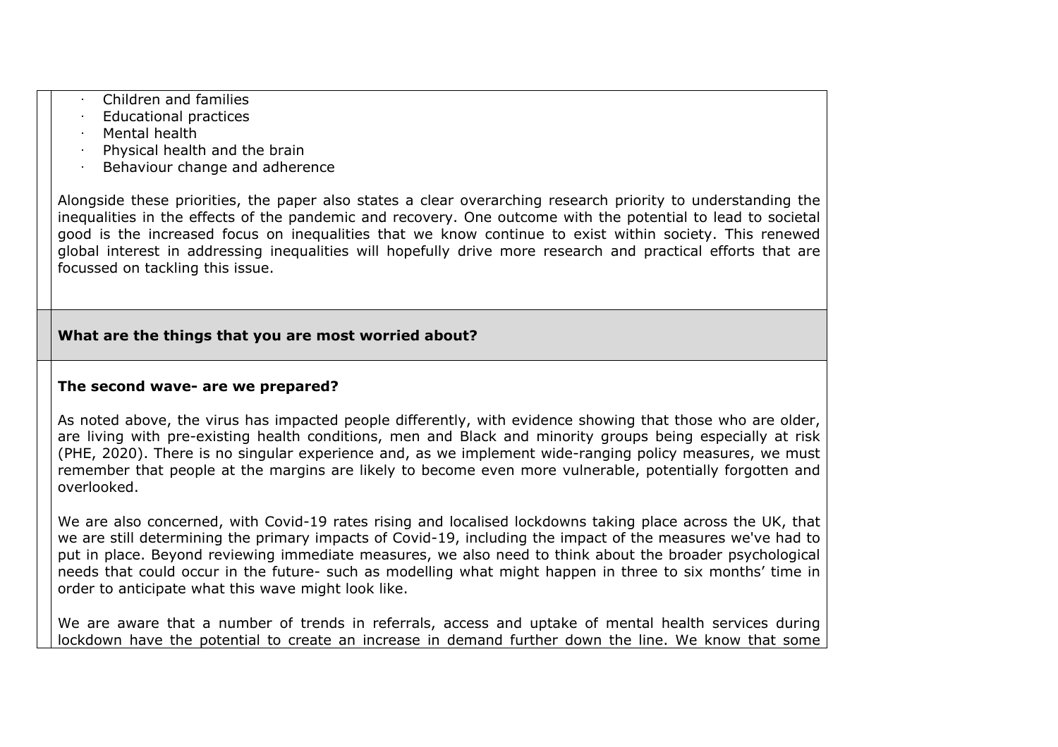- Children and families
- Educational practices
- Mental health
- Physical health and the brain
- Behaviour change and adherence

Alongside these priorities, the paper also states a clear overarching research priority to understanding the inequalities in the effects of the pandemic and recovery. One outcome with the potential to lead to societal good is the increased focus on inequalities that we know continue to exist within society. This renewed global interest in addressing inequalities will hopefully drive more research and practical efforts that are focussed on tackling this issue.

**What are the things that you are most worried about?**

**The second wave- are we prepared?**

As noted above, the virus has impacted people differently, with evidence showing that those who are older, are living with pre-existing health conditions, men and Black and minority groups being especially at risk (PHE, 2020). There is no singular experience and, as we implement wide-ranging policy measures, we must remember that people at the margins are likely to become even more vulnerable, potentially forgotten and overlooked.

We are also concerned, with Covid-19 rates rising and localised lockdowns taking place across the UK, that we are still determining the primary impacts of Covid-19, including the impact of the measures we've had to put in place. Beyond reviewing immediate measures, we also need to think about the broader psychological needs that could occur in the future- such as modelling what might happen in three to six months' time in order to anticipate what this wave might look like.

We are aware that a number of trends in referrals, access and uptake of mental health services during lockdown have the potential to create an increase in demand further down the line. We know that some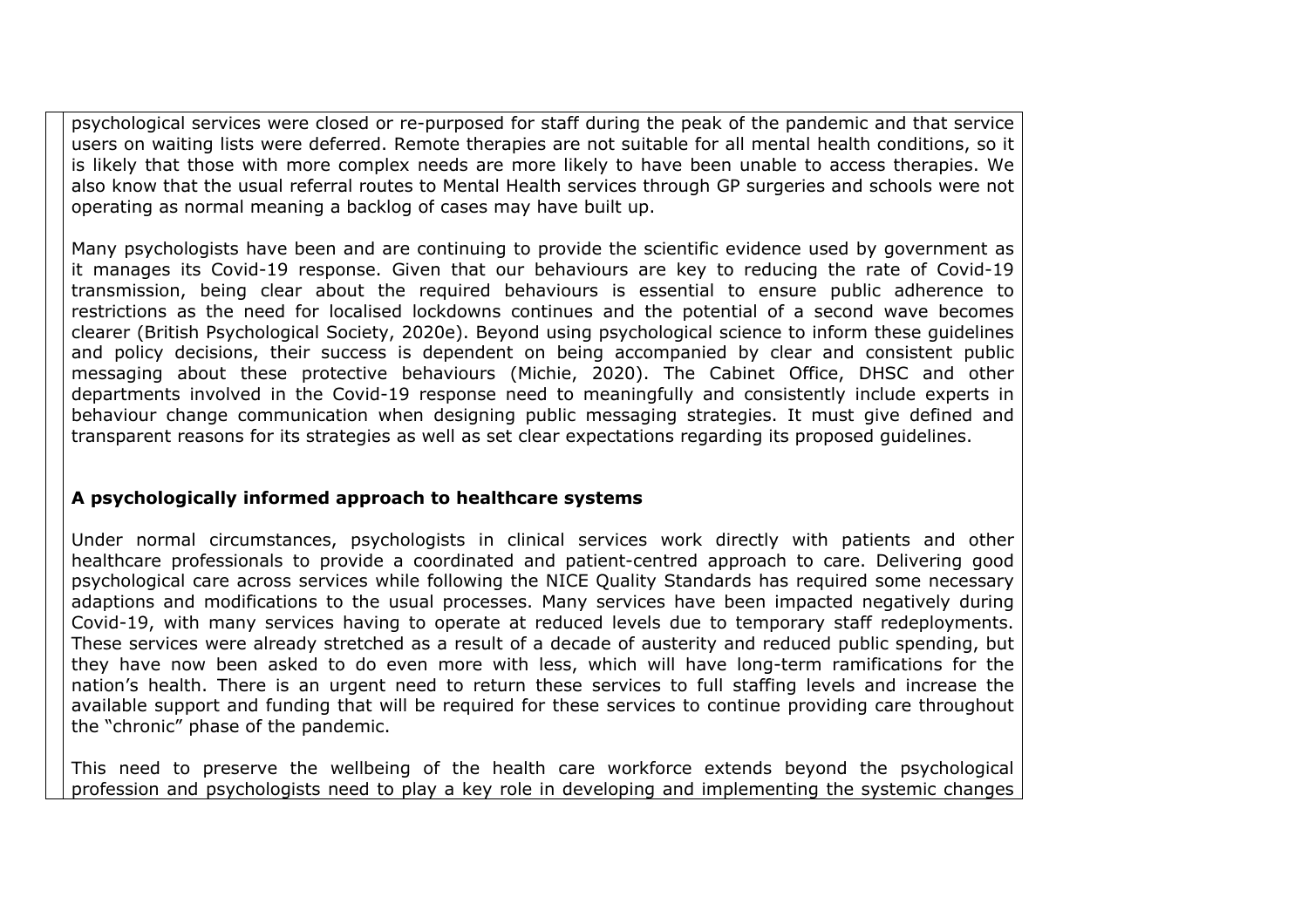psychological services were closed or re-purposed for staff during the peak of the pandemic and that service users on waiting lists were deferred. Remote therapies are not suitable for all mental health conditions, so it is likely that those with more complex needs are more likely to have been unable to access therapies. We also know that the usual referral routes to Mental Health services through GP surgeries and schools were not operating as normal meaning a backlog of cases may have built up.

Many psychologists have been and are continuing to provide the scientific evidence used by government as it manages its Covid-19 response. Given that our behaviours are key to reducing the rate of Covid-19 transmission, being clear about the required behaviours is essential to ensure public adherence to restrictions as the need for localised lockdowns continues and the potential of a second wave becomes clearer (British Psychological Society, 2020e). Beyond using psychological science to inform these guidelines and policy decisions, their success is dependent on being accompanied by clear and consistent public messaging about these protective behaviours (Michie, 2020). The Cabinet Office, DHSC and other departments involved in the Covid-19 response need to meaningfully and consistently include experts in behaviour change communication when designing public messaging strategies. It must give defined and transparent reasons for its strategies as well as set clear expectations regarding its proposed guidelines.

**A psychologically informed approach to healthcare systems**

Under normal circumstances, psychologists in clinical services work directly with patients and other healthcare professionals to provide a coordinated and patient-centred approach to care. Delivering good psychological care across services while following the NICE Quality Standards has required some necessary adaptions and modifications to the usual processes. Many services have been impacted negatively during Covid-19, with many services having to operate at reduced levels due to temporary staff redeployments. These services were already stretched as a result of a decade of austerity and reduced public spending, but they have now been asked to do even more with less, which will have long-term ramifications for the nation's health. There is an urgent need to return these services to full staffing levels and increase the available support and funding that will be required for these services to continue providing care throughout the "chronic" phase of the pandemic.

This need to preserve the wellbeing of the health care workforce extends beyond the psychological profession and psychologists need to play a key role in developing and implementing the systemic changes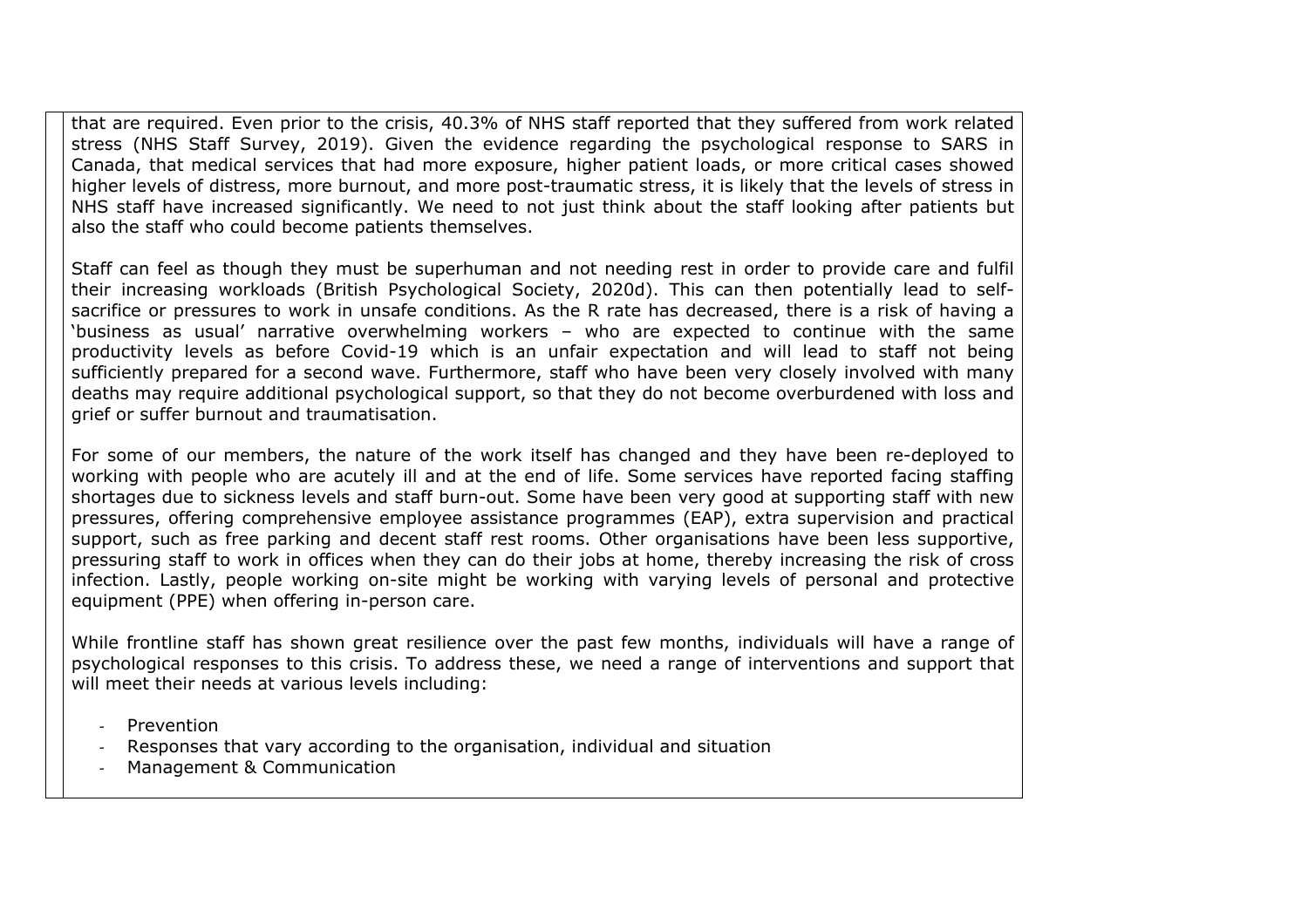that are required. Even prior to the crisis, 40.3% of NHS staff reported that they suffered from work related stress (NHS Staff Survey, 2019). Given the evidence regarding the psychological response to SARS in Canada, that medical services that had more exposure, higher patient loads, or more critical cases showed higher levels of distress, more burnout, and more post-traumatic stress, it is likely that the levels of stress in NHS staff have increased significantly. We need to not just think about the staff looking after patients but also the staff who could become patients themselves.

Staff can feel as though they must be superhuman and not needing rest in order to provide care and fulfil their increasing workloads (British Psychological Society, 2020d). This can then potentially lead to self-sacrifice or pressures to work in unsafe conditions. As the R rate has decreased, there is a risk of having a 'business as usual' narrative overwhelming workers – who are expected to continue with the same productivity levels as before Covid-19 which is an unfair expectation and will lead to staff not being sufficiently prepared for a second wave. Furthermore, staff who have been very closely involved with many deaths may require additional psychological support, so that they do not become overburdened with loss and grief or suffer burnout and traumatisation.

For some of our members, the nature of the work itself has changed and they have been re-deployed to working with people who are acutely ill and at the end of life. Some services have reported facing staffing shortages due to sickness levels and staff burn-out. Some have been very good at supporting staff with new pressures, offering comprehensive employee assistance programmes (EAP), extra supervision and practical support, such as free parking and decent staff rest rooms. Other organisations have been less supportive, pressuring staff to work in offices when they can do their jobs at home, thereby increasing the risk of cross infection. Lastly, people working on-site might be working with varying levels of personal and protective equipment (PPE) when offering in-person care.

While frontline staff has shown great resilience over the past few months, individuals will have a range of psychological responses to this crisis. To address these, we need a range of interventions and support that will meet their needs at various levels including:

- Prevention
- Responses that vary according to the organisation, individual and situation
- Management & Communication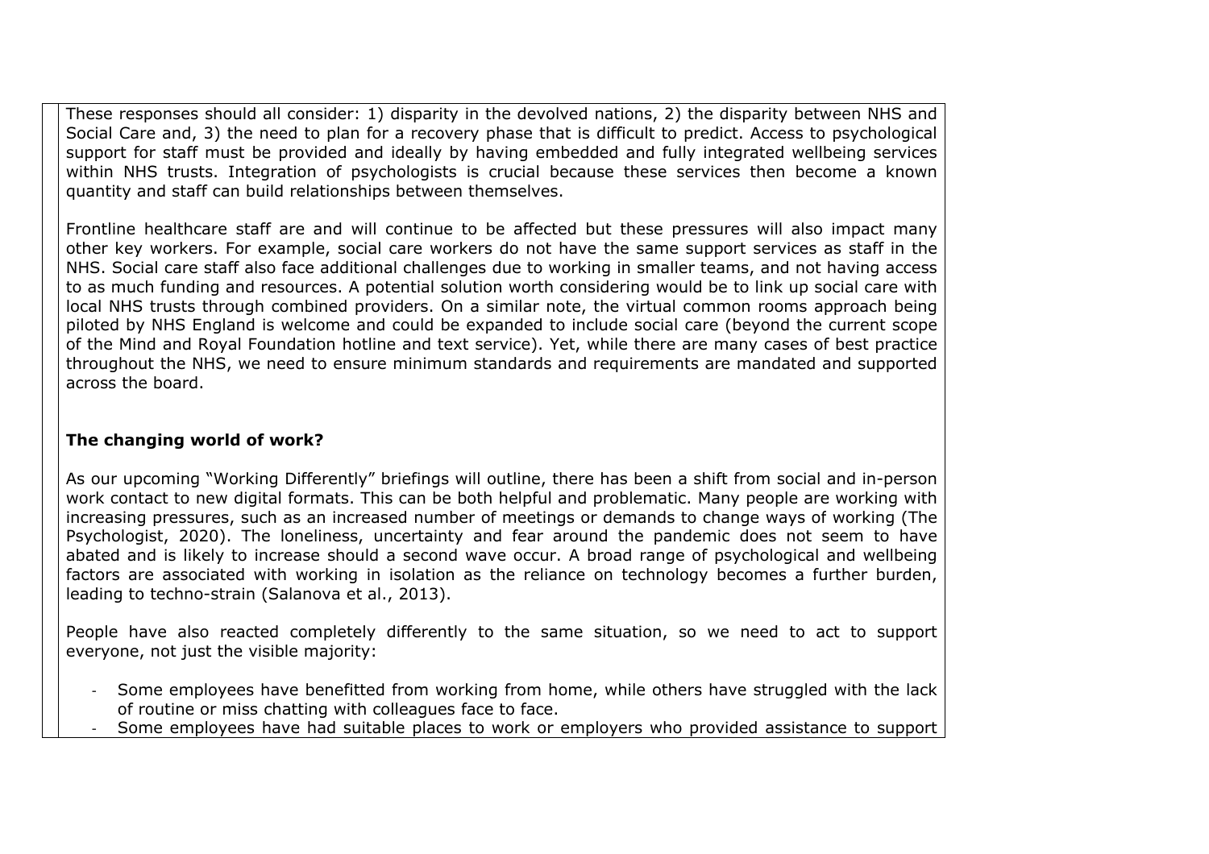These responses should all consider: 1) disparity in the devolved nations, 2) the disparity between NHS and Social Care and, 3) the need to plan for a recovery phase that is difficult to predict. Access to psychological support for staff must be provided and ideally by having embedded and fully integrated wellbeing services within NHS trusts. Integration of psychologists is crucial because these services then become a known quantity and staff can build relationships between themselves.

Frontline healthcare staff are and will continue to be affected but these pressures will also impact many other key workers. For example, social care workers do not have the same support services as staff in the NHS. Social care staff also face additional challenges due to working in smaller teams, and not having access to as much funding and resources. A potential solution worth considering would be to link up social care with local NHS trusts through combined providers. On a similar note, the virtual common rooms approach being piloted by NHS England is welcome and could be expanded to include social care (beyond the current scope of the Mind and Royal Foundation hotline and text service). Yet, while there are many cases of best practice throughout the NHS, we need to ensure minimum standards and requirements are mandated and supported across the board.

**The changing world of work?**

As our upcoming "Working Differently" briefings will outline, there has been a shift from social and in-person work contact to new digital formats. This can be both helpful and problematic. Many people are working with increasing pressures, such as an increased number of meetings or demands to change ways of working (The Psychologist, 2020). The loneliness, uncertainty and fear around the pandemic does not seem to have abated and is likely to increase should a second wave occur. A broad range of psychological and wellbeing factors are associated with working in isolation as the reliance on technology becomes a further burden, leading to techno-strain (Salanova et al., 2013).

People have also reacted completely differently to the same situation, so we need to act to support everyone, not just the visible majority:

- Some employees have benefitted from working from home, while others have struggled with the lack of routine or miss chatting with colleagues face to face.
- Some employees have had suitable places to work or employers who provided assistance to support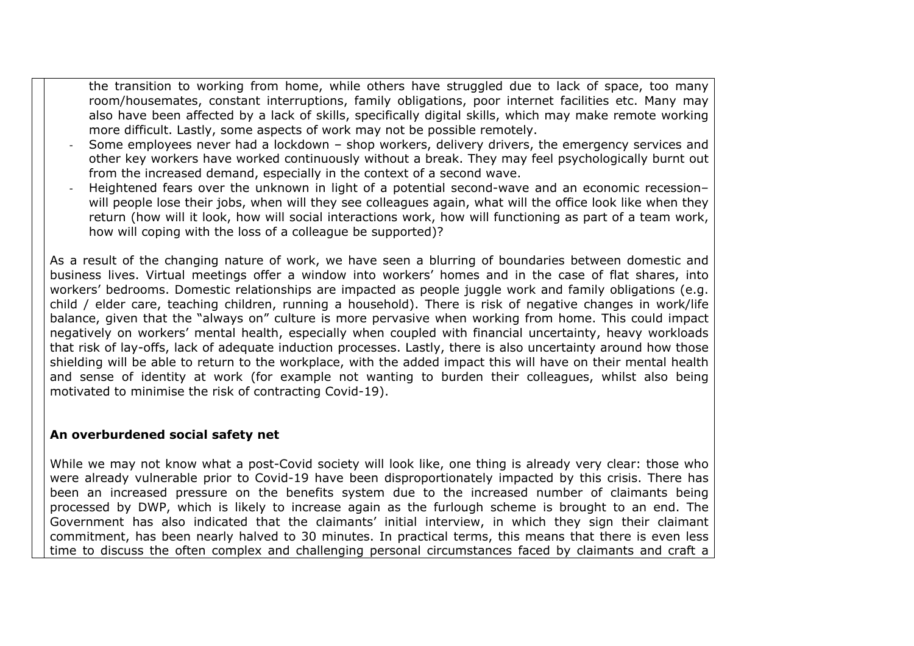the transition to working from home, while others have struggled due to lack of space, too many room/housemates, constant interruptions, family obligations, poor internet facilities etc. Many may also have been affected by a lack of skills, specifically digital skills, which may make remote working more difficult. Lastly, some aspects of work may not be possible remotely.

- Some employees never had a lockdown – shop workers, delivery drivers, the emergency services and other key workers have worked continuously without a break. They may feel psychologically burnt out from the increased demand, especially in the context of a second wave.
- Heightened fears over the unknown in light of a potential second-wave and an economic recession– will people lose their jobs, when will they see colleagues again, what will the office look like when they return (how will it look, how will social interactions work, how will functioning as part of a team work, how will coping with the loss of a colleague be supported)?

As a result of the changing nature of work, we have seen a blurring of boundaries between domestic and business lives. Virtual meetings offer a window into workers' homes and in the case of flat shares, into workers' bedrooms. Domestic relationships are impacted as people juggle work and family obligations (e.g. child / elder care, teaching children, running a household). There is risk of negative changes in work/life balance, given that the "always on" culture is more pervasive when working from home. This could impact negatively on workers' mental health, especially when coupled with financial uncertainty, heavy workloads that risk of lay-offs, lack of adequate induction processes. Lastly, there is also uncertainty around how those shielding will be able to return to the workplace, with the added impact this will have on their mental health and sense of identity at work (for example not wanting to burden their colleagues, whilst also being motivated to minimise the risk of contracting Covid-19).

**An overburdened social safety net**

While we may not know what a post-Covid society will look like, one thing is already very clear: those who were already vulnerable prior to Covid-19 have been disproportionately impacted by this crisis. There has been an increased pressure on the benefits system due to the increased number of claimants being processed by DWP, which is likely to increase again as the furlough scheme is brought to an end. The Government has also indicated that the claimants' initial interview, in which they sign their claimant commitment, has been nearly halved to 30 minutes. In practical terms, this means that there is even less time to discuss the often complex and challenging personal circumstances faced by claimants and craft a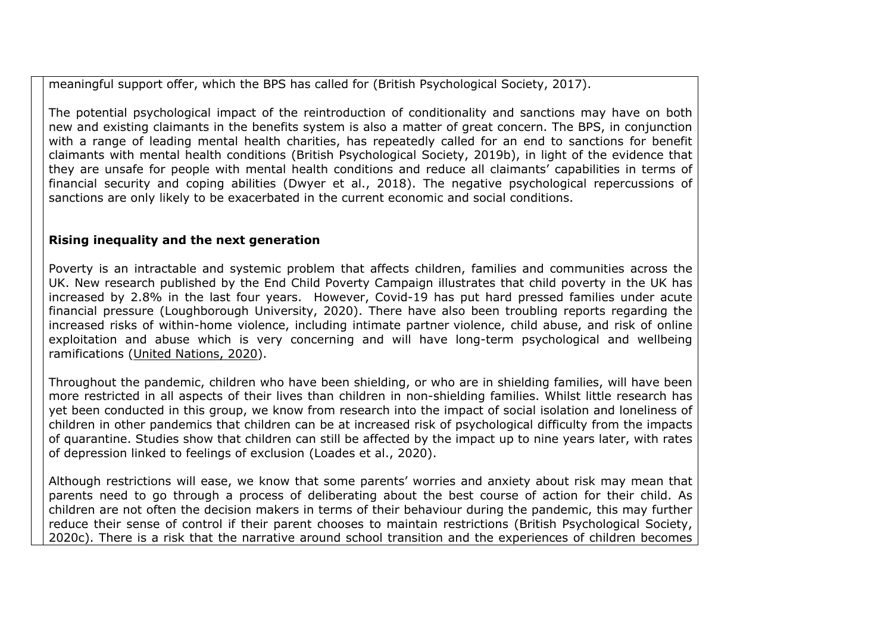meaningful support offer, which the BPS has called for (British Psychological Society, 2017).

The potential psychological impact of the reintroduction of conditionality and sanctions may have on both new and existing claimants in the benefits system is also a matter of great concern. The BPS, in conjunction with a range of leading mental health charities, has repeatedly called for an end to sanctions for benefit claimants with mental health conditions (British Psychological Society, 2019b), in light of the evidence that they are unsafe for people with mental health conditions and reduce all claimants' capabilities in terms of financial security and coping abilities (Dwyer et al., 2018). The negative psychological repercussions of sanctions are only likely to be exacerbated in the current economic and social conditions.

**Rising inequality and the next generation**

Poverty is an intractable and systemic problem that affects children, families and communities across the UK. New research published by the End Child Poverty Campaign illustrates that child poverty in the UK has increased by 2.8% in the last four years. However, Covid-19 has put hard pressed families under acute financial pressure (Loughborough University, 2020). There have also been troubling reports regarding the increased risks of within-home violence, including intimate partner violence, child abuse, and risk of online exploitation and abuse which is very concerning and will have long-term psychological and wellbeing ramifications (United Nations, 2020).

Throughout the pandemic, children who have been shielding, or who are in shielding families, will have been more restricted in all aspects of their lives than children in non-shielding families. Whilst little research has yet been conducted in this group, we know from research into the impact of social isolation and loneliness of children in other pandemics that children can be at increased risk of psychological difficulty from the impacts of quarantine. Studies show that children can still be affected by the impact up to nine years later, with rates of depression linked to feelings of exclusion (Loades et al., 2020).

Although restrictions will ease, we know that some parents' worries and anxiety about risk may mean that parents need to go through a process of deliberating about the best course of action for their child. As children are not often the decision makers in terms of their behaviour during the pandemic, this may further reduce their sense of control if their parent chooses to maintain restrictions (British Psychological Society, 2020c). There is a risk that the narrative around school transition and the experiences of children becomes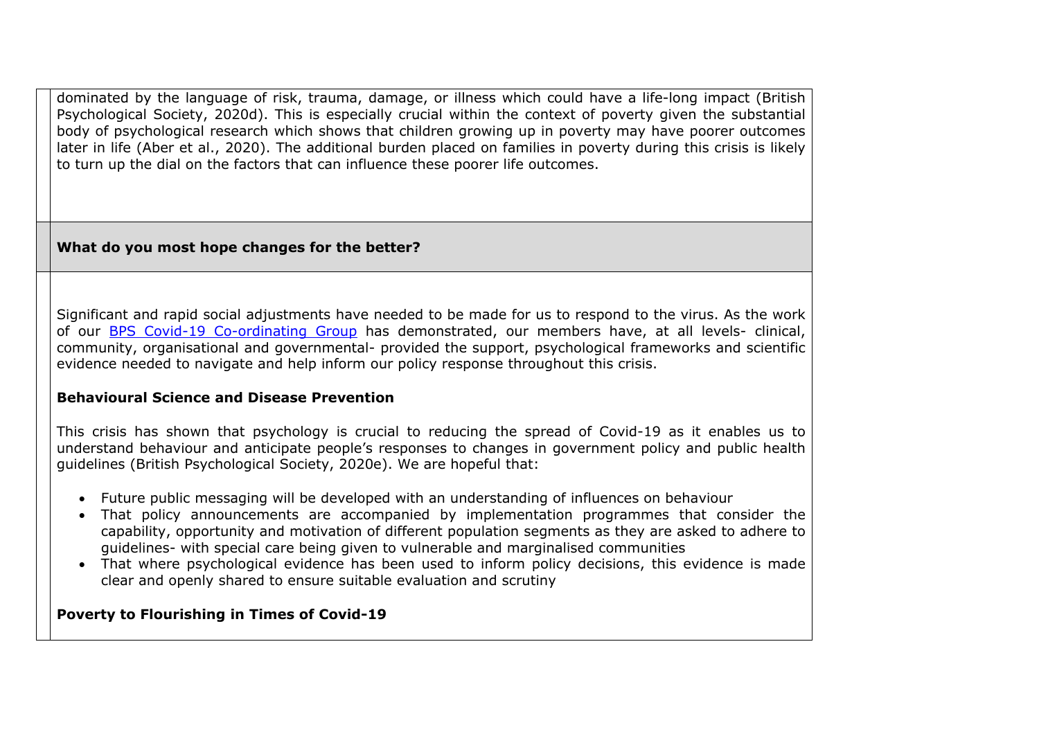dominated by the language of risk, trauma, damage, or illness which could have a life-long impact (British Psychological Society, 2020d). This is especially crucial within the context of poverty given the substantial body of psychological research which shows that children growing up in poverty may have poorer outcomes later in life (Aber et al., 2020). The additional burden placed on families in poverty during this crisis is likely to turn up the dial on the factors that can influence these poorer life outcomes.

**What do you most hope changes for the better?**

Significant and rapid social adjustments have needed to be made for us to respond to the virus. As the work of our BPS Covid-19 Co-ordinating Group has demonstrated, our members have, at all levels- clinical, community, organisational and governmental- provided the support, psychological frameworks and scientific evidence needed to navigate and help inform our policy response throughout this crisis.

**Behavioural Science and Disease Prevention**

This crisis has shown that psychology is crucial to reducing the spread of Covid-19 as it enables us to understand behaviour and anticipate people's responses to changes in government policy and public health guidelines (British Psychological Society, 2020e). We are hopeful that:

- Future public messaging will be developed with an understanding of influences on behaviour
- That policy announcements are accompanied by implementation programmes that consider the capability, opportunity and motivation of different population segments as they are asked to adhere to guidelines- with special care being given to vulnerable and marginalised communities
- That where psychological evidence has been used to inform policy decisions, this evidence is made clear and openly shared to ensure suitable evaluation and scrutiny

**Poverty to Flourishing in Times of Covid-19**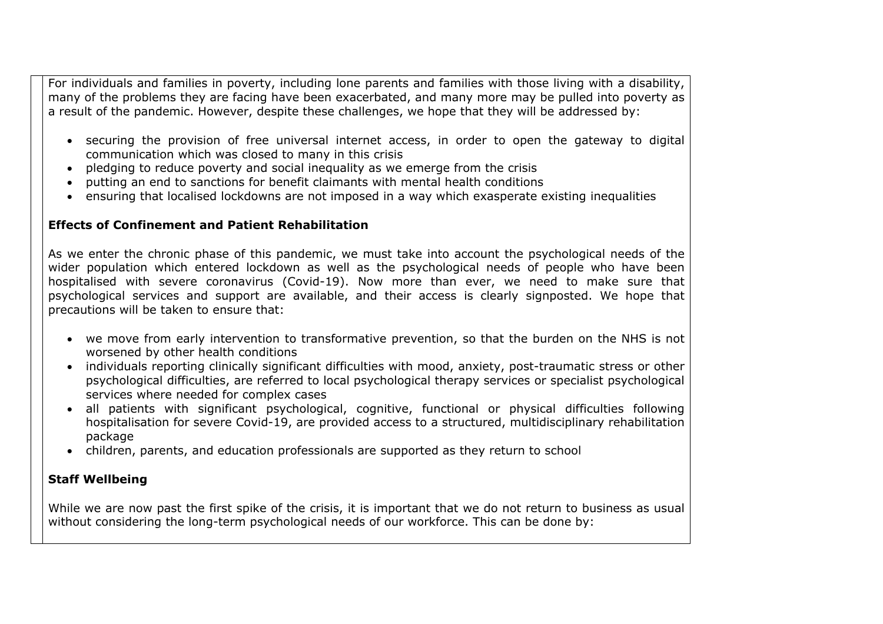For individuals and families in poverty, including lone parents and families with those living with a disability, many of the problems they are facing have been exacerbated, and many more may be pulled into poverty as a result of the pandemic. However, despite these challenges, we hope that they will be addressed by:

- securing the provision of free universal internet access, in order to open the gateway to digital communication which was closed to many in this crisis
- pledging to reduce poverty and social inequality as we emerge from the crisis
- putting an end to sanctions for benefit claimants with mental health conditions
- ensuring that localised lockdowns are not imposed in a way which exasperate existing inequalities

**Effects of Confinement and Patient Rehabilitation**

As we enter the chronic phase of this pandemic, we must take into account the psychological needs of the wider population which entered lockdown as well as the psychological needs of people who have been hospitalised with severe coronavirus (Covid-19). Now more than ever, we need to make sure that psychological services and support are available, and their access is clearly signposted. We hope that precautions will be taken to ensure that:

- we move from early intervention to transformative prevention, so that the burden on the NHS is not worsened by other health conditions
- individuals reporting clinically significant difficulties with mood, anxiety, post-traumatic stress or other psychological difficulties, are referred to local psychological therapy services or specialist psychological services where needed for complex cases
- all patients with significant psychological, cognitive, functional or physical difficulties following hospitalisation for severe Covid-19, are provided access to a structured, multidisciplinary rehabilitation package
- children, parents, and education professionals are supported as they return to school

**Staff Wellbeing**

While we are now past the first spike of the crisis, it is important that we do not return to business as usual without considering the long-term psychological needs of our workforce. This can be done by: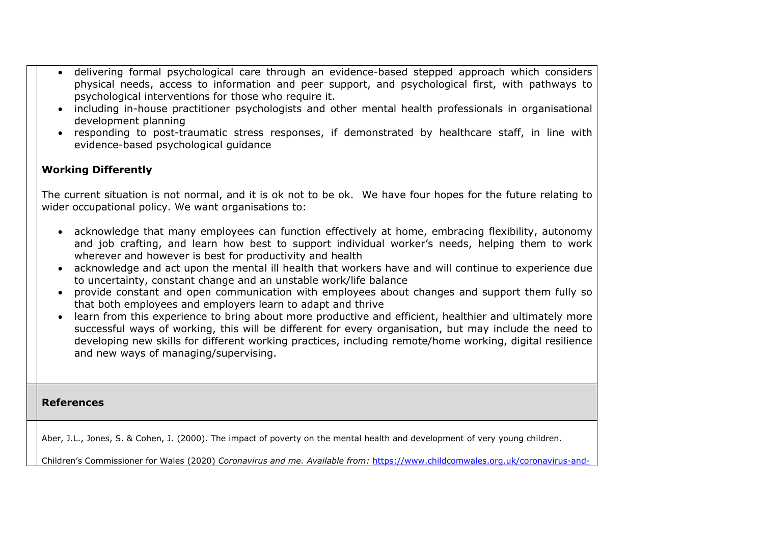- delivering formal psychological care through an evidence-based stepped approach which considers physical needs, access to information and peer support, and psychological first, with pathways to psychological interventions for those who require it.
- including in-house practitioner psychologists and other mental health professionals in organisational development planning
- responding to post-traumatic stress responses, if demonstrated by healthcare staff, in line with evidence-based psychological guidance

**Working Differently**

The current situation is not normal, and it is ok not to be ok. We have four hopes for the future relating to wider occupational policy. We want organisations to:

- acknowledge that many employees can function effectively at home, embracing flexibility, autonomy and job crafting, and learn how best to support individual worker's needs, helping them to work wherever and however is best for productivity and health
- acknowledge and act upon the mental ill health that workers have and will continue to experience due to uncertainty, constant change and an unstable work/life balance
- provide constant and open communication with employees about changes and support them fully so that both employees and employers learn to adapt and thrive
- learn from this experience to bring about more productive and efficient, healthier and ultimately more successful ways of working, this will be different for every organisation, but may include the need to developing new skills for different working practices, including remote/home working, digital resilience and new ways of managing/supervising.

## References

Aber, J.L., Jones, S. & Cohen, J. (2000). The impact of poverty on the mental health and development of very young children.

Children's Commissioner for Wales (2020) *Coronavirus and me. Available from:* https://www.childcomwales.org.uk/coronavirus-and-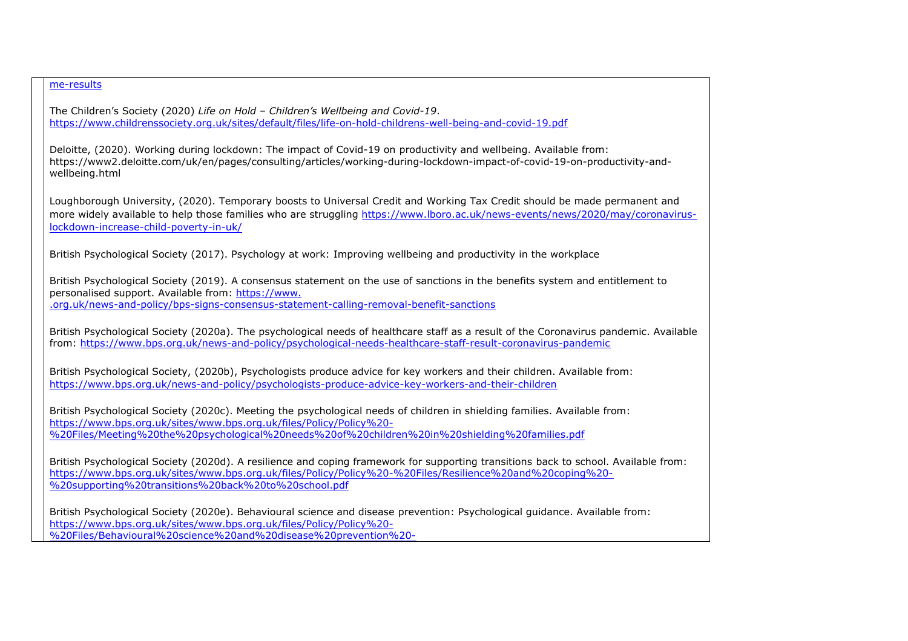me-results

The Children's Society (2020) *Life on Hold – Children's Wellbeing and Covid-19*. https://www.childrenssociety.org.uk/sites/default/files/life-on-hold-childrens-well-being-and-covid-19.pdf

Deloitte, (2020). Working during lockdown: The impact of Covid-19 on productivity and wellbeing. Available from: https://www2.deloitte.com/uk/en/pages/consulting/articles/working-during-lockdown-impact-of-covid-19-on-productivity-and-wellbeing.html

Loughborough University, (2020). Temporary boosts to Universal Credit and Working Tax Credit should be made permanent and more widely available to help those families who are struggling https://www.lboro.ac.uk/news-events/news/2020/may/coronavirus-lockdown-increase-child-poverty-in-uk/

British Psychological Society (2017). Psychology at work: Improving wellbeing and productivity in the workplace

British Psychological Society (2019). A consensus statement on the use of sanctions in the benefits system and entitlement to personalised support. Available from: https://www. .org.uk/news-and-policy/bps-signs-consensus-statement-calling-removal-benefit-sanctions

British Psychological Society (2020a). The psychological needs of healthcare staff as a result of the Coronavirus pandemic. Available from: https://www.bps.org.uk/news-and-policy/psychological-needs-healthcare-staff-result-coronavirus-pandemic

British Psychological Society, (2020b), Psychologists produce advice for key workers and their children. Available from: https://www.bps.org.uk/news-and-policy/psychologists-produce-advice-key-workers-and-their-children

British Psychological Society (2020c). Meeting the psychological needs of children in shielding families. Available from: https://www.bps.org.uk/sites/www.bps.org.uk/files/Policy/Policy%20-%20Files/Meeting%20the%20psychological%20needs%20of%20children%20in%20shielding%20families.pdf

British Psychological Society (2020d). A resilience and coping framework for supporting transitions back to school. Available from: https://www.bps.org.uk/sites/www.bps.org.uk/files/Policy/Policy%20-%20Files/Resilience%20and%20coping%20-%20supporting%20transitions%20back%20to%20school.pdf

British Psychological Society (2020e). Behavioural science and disease prevention: Psychological guidance. Available from: https://www.bps.org.uk/sites/www.bps.org.uk/files/Policy/Policy%20-%20Files/Behavioural%20science%20and%20disease%20prevention%20-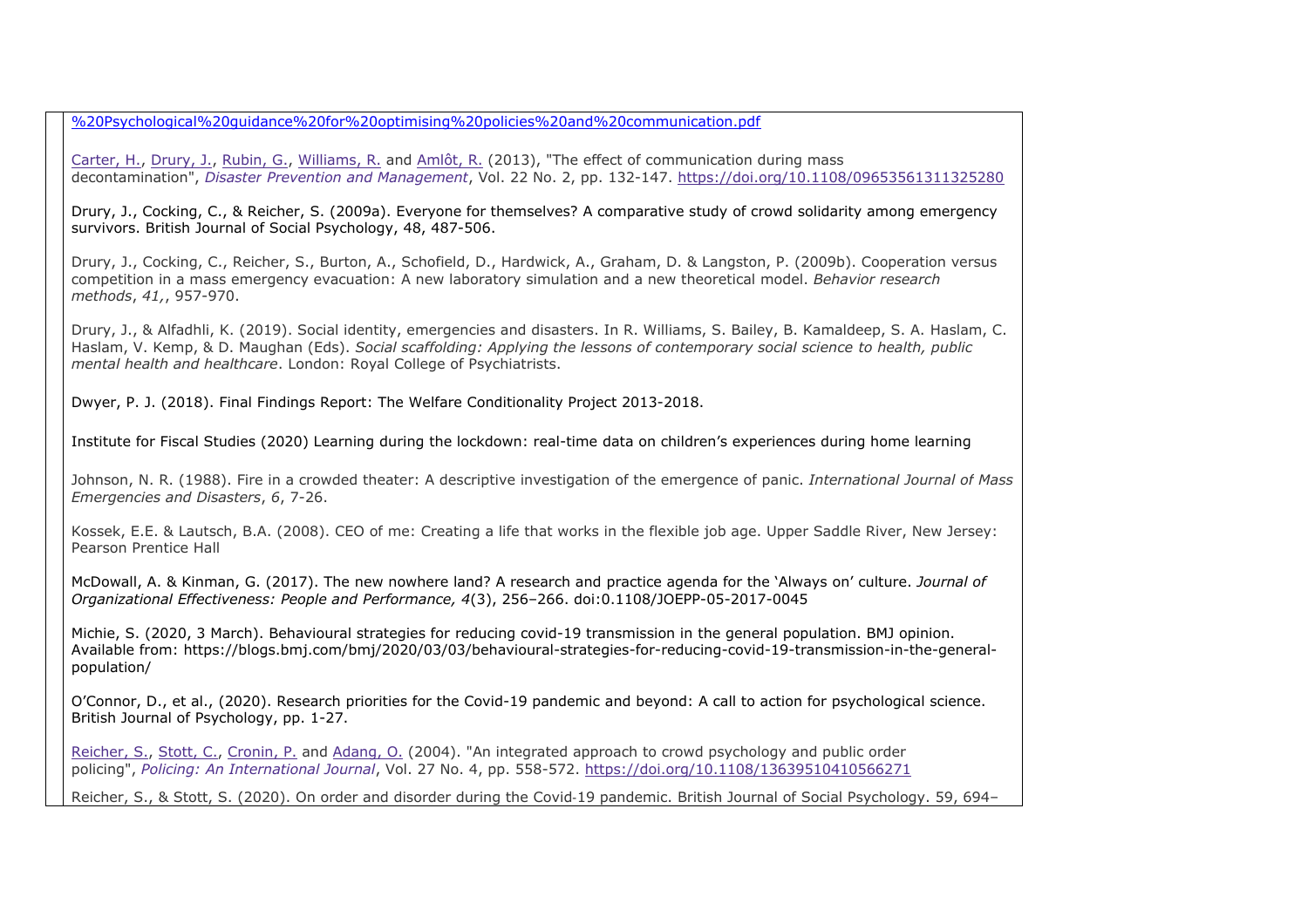%20Psychological%20guidance%20for%20optimising%20policies%20and%20communication.pdf

Carter, H., Drury, J., Rubin, G., Williams, R. and Amlôt, R. (2013), "The effect of communication during mass decontamination", *Disaster Prevention and Management*, Vol. 22 No. 2, pp. 132-147. https://doi.org/10.1108/09653561311325280

Drury, J., Cocking, C., & Reicher, S. (2009a). Everyone for themselves? A comparative study of crowd solidarity among emergency survivors. British Journal of Social Psychology, 48, 487-506.

Drury, J., Cocking, C., Reicher, S., Burton, A., Schofield, D., Hardwick, A., Graham, D. & Langston, P. (2009b). Cooperation versus competition in a mass emergency evacuation: A new laboratory simulation and a new theoretical model. *Behavior research methods*, *41*,, 957-970.

Drury, J., & Alfadhli, K. (2019). Social identity, emergencies and disasters. In R. Williams, S. Bailey, B. Kamaldeep, S. A. Haslam, C. Haslam, V. Kemp, & D. Maughan (Eds). *Social scaffolding: Applying the lessons of contemporary social science to health, public mental health and healthcare*. London: Royal College of Psychiatrists.

Dwyer, P. J. (2018). Final Findings Report: The Welfare Conditionality Project 2013-2018.

Institute for Fiscal Studies (2020) Learning during the lockdown: real-time data on children's experiences during home learning

Johnson, N. R. (1988). Fire in a crowded theater: A descriptive investigation of the emergence of panic. *International Journal of Mass Emergencies and Disasters*, *6*, 7-26.

Kossek, E.E. & Lautsch, B.A. (2008). CEO of me: Creating a life that works in the flexible job age. Upper Saddle River, New Jersey: Pearson Prentice Hall

McDowall, A. & Kinman, G. (2017). The new nowhere land? A research and practice agenda for the 'Always on' culture. *Journal of Organizational Effectiveness: People and Performance, 4*(3), 256–266. doi:0.1108/JOEPP-05-2017-0045

Michie, S. (2020, 3 March). Behavioural strategies for reducing covid-19 transmission in the general population. BMJ opinion. Available from: https://blogs.bmj.com/bmj/2020/03/03/behavioural-strategies-for-reducing-covid-19-transmission-in-the-general-population/

O'Connor, D., et al., (2020). Research priorities for the Covid-19 pandemic and beyond: A call to action for psychological science. British Journal of Psychology, pp. 1-27.

Reicher, S., Stott, C., Cronin, P. and Adang, O. (2004). "An integrated approach to crowd psychology and public order policing", *Policing: An International Journal*, Vol. 27 No. 4, pp. 558-572. https://doi.org/10.1108/13639510410566271

Reicher, S., & Stott, S. (2020). On order and disorder during the Covid-19 pandemic. British Journal of Social Psychology. 59, 694–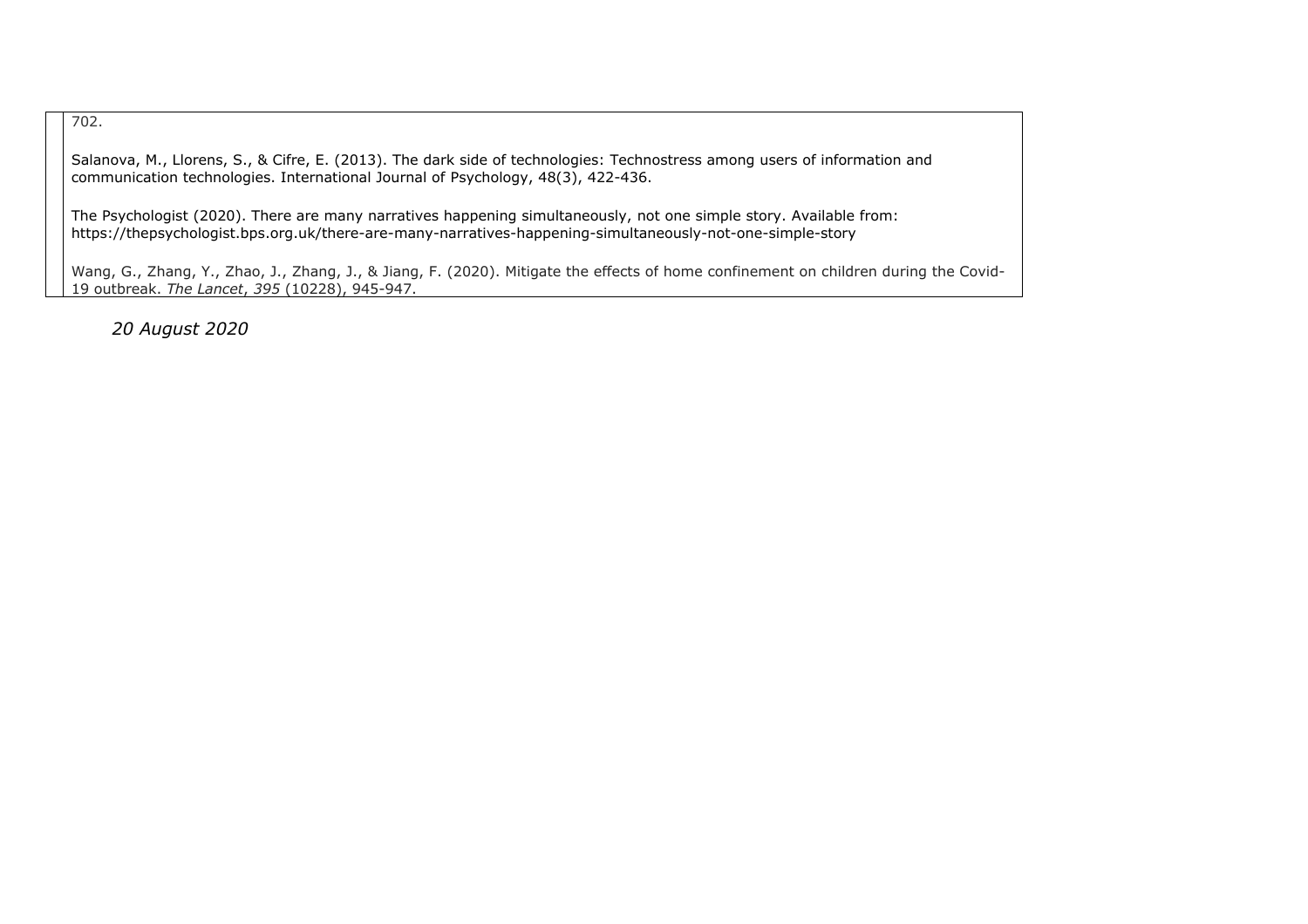702.

Salanova, M., Llorens, S., & Cifre, E. (2013). The dark side of technologies: Technostress among users of information and communication technologies. International Journal of Psychology, 48(3), 422-436.

The Psychologist (2020). There are many narratives happening simultaneously, not one simple story. Available from: https://thepsychologist.bps.org.uk/there-are-many-narratives-happening-simultaneously-not-one-simple-story

Wang, G., Zhang, Y., Zhao, J., Zhang, J., & Jiang, F. (2020). Mitigate the effects of home confinement on children during the Covid-19 outbreak. *The Lancet*, *395* (10228), 945-947.

*20 August 2020*